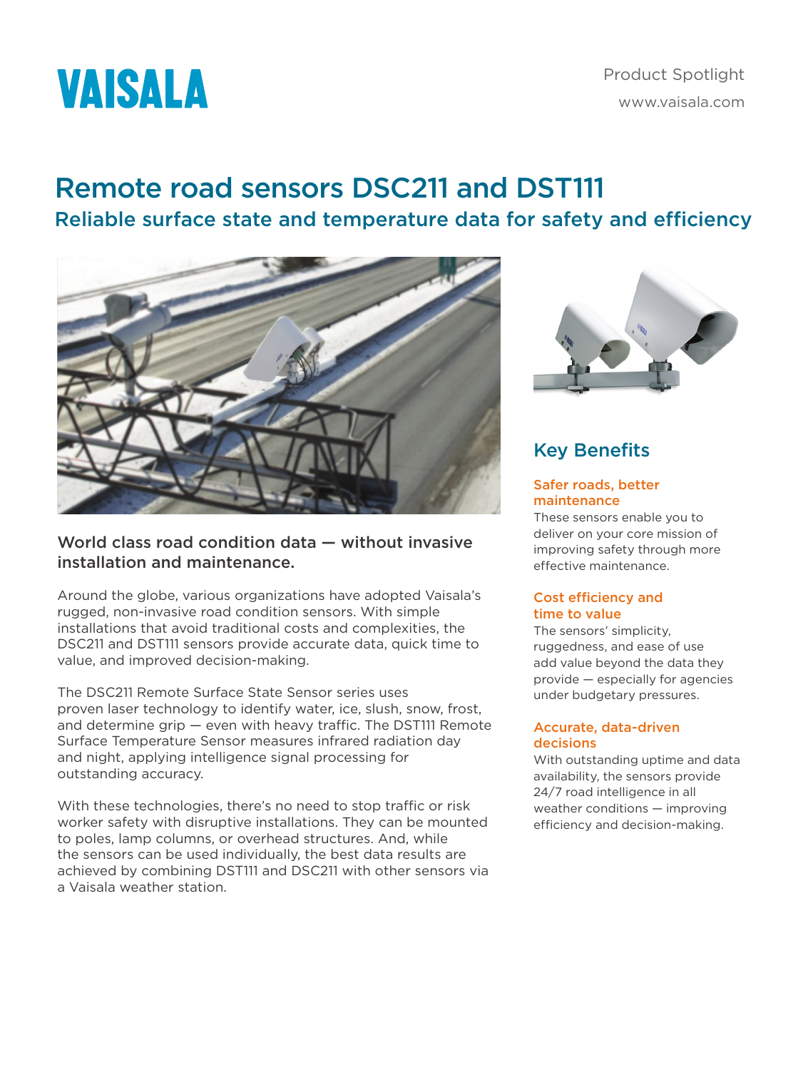VAISALA

Product Spotlight

www.vaisala.com

# Remote road sensors DSC211 and DST111

## Reliable surface state and temperature data for safety and efficiency

### World class road condition data — without invasive installation and maintenance.

Around the globe, various organizations have adopted Vaisala's rugged, non-invasive road condition sensors. With simple installations that avoid traditional costs and complexities, the DSC211 and DST111 sensors provide accurate data, quick time to value, and improved decision-making.

The DSC211 Remote Surface State Sensor series uses proven laser technology to identify water, ice, slush, snow, frost, and determine grip — even with heavy traffic. The DST111 Remote Surface Temperature Sensor measures infrared radiation day and night, applying intelligence signal processing for outstanding accuracy.

With these technologies, there's no need to stop traffic or risk worker safety with disruptive installations. They can be mounted to poles, lamp columns, or overhead structures. And, while the sensors can be used individually, the best data results are achieved by combining DST111 and DSC211 with other sensors via a Vaisala weather station.

## Key Benefits

### Safer roads, better maintenance

These sensors enable you to deliver on your core mission of improving safety through more effective maintenance.

### Cost efficiency and time to value

The sensors' simplicity, ruggedness, and ease of use add value beyond the data they provide — especially for agencies under budgetary pressures.

### Accurate, data-driven decisions

With outstanding uptime and data availability, the sensors provide 24/7 road intelligence in all weather conditions — improving efficiency and decision-making.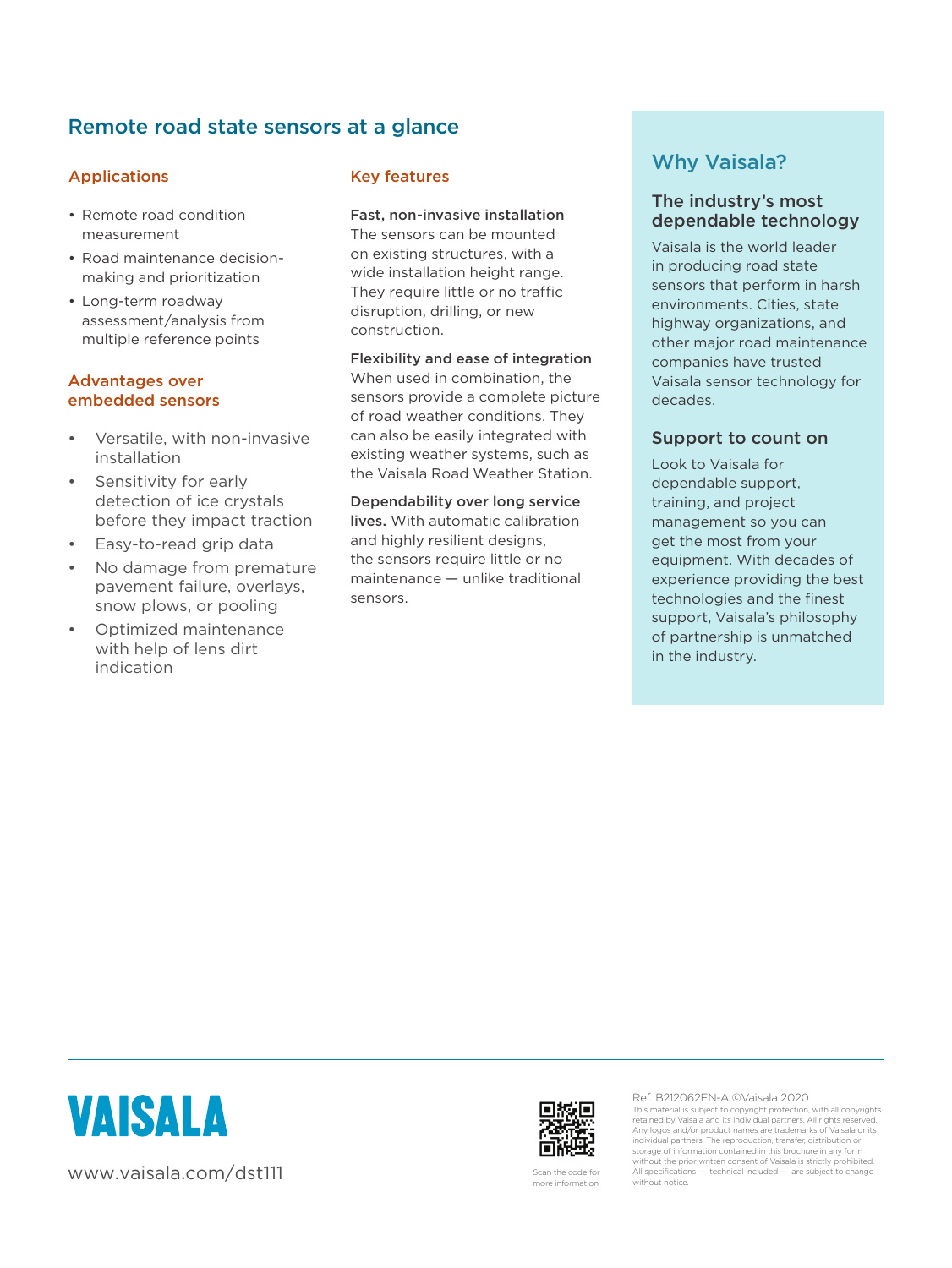## Remote road state sensors at a glance

### Applications

- Remote road condition measurement
- Road maintenance decision-making and prioritization
- Long-term roadway assessment/analysis from multiple reference points

### Advantages over embedded sensors

- Versatile, with non-invasive installation
- Sensitivity for early detection of ice crystals before they impact traction
- Easy-to-read grip data
- No damage from premature pavement failure, overlays, snow plows, or pooling
- Optimized maintenance with help of lens dirt indication

### Key features

**Fast, non-invasive installation**
The sensors can be mounted on existing structures, with a wide installation height range. They require little or no traffic disruption, drilling, or new construction.

**Flexibility and ease of integration**
When used in combination, the sensors provide a complete picture of road weather conditions. They can also be easily integrated with existing weather systems, such as the Vaisala Road Weather Station.

**Dependability over long service lives.** With automatic calibration and highly resilient designs, the sensors require little or no maintenance — unlike traditional sensors.

## Why Vaisala?

### The industry's most dependable technology

Vaisala is the world leader in producing road state sensors that perform in harsh environments. Cities, state highway organizations, and other major road maintenance companies have trusted Vaisala sensor technology for decades.

### Support to count on

Look to Vaisala for dependable support, training, and project management so you can get the most from your equipment. With decades of experience providing the best technologies and the finest support, Vaisala's philosophy of partnership is unmatched in the industry.

VAISALA

www.vaisala.com/dst111

Scan the code for more information

Ref. B212062EN-A ©Vaisala 2020
This material is subject to copyright protection, with all copyrights retained by Vaisala and its individual partners. All rights reserved. Any logos and/or product names are trademarks of Vaisala or its individual partners. The reproduction, transfer, distribution or storage of information contained in this brochure in any form without the prior written consent of Vaisala is strictly prohibited. All specifications — technical included — are subject to change without notice.